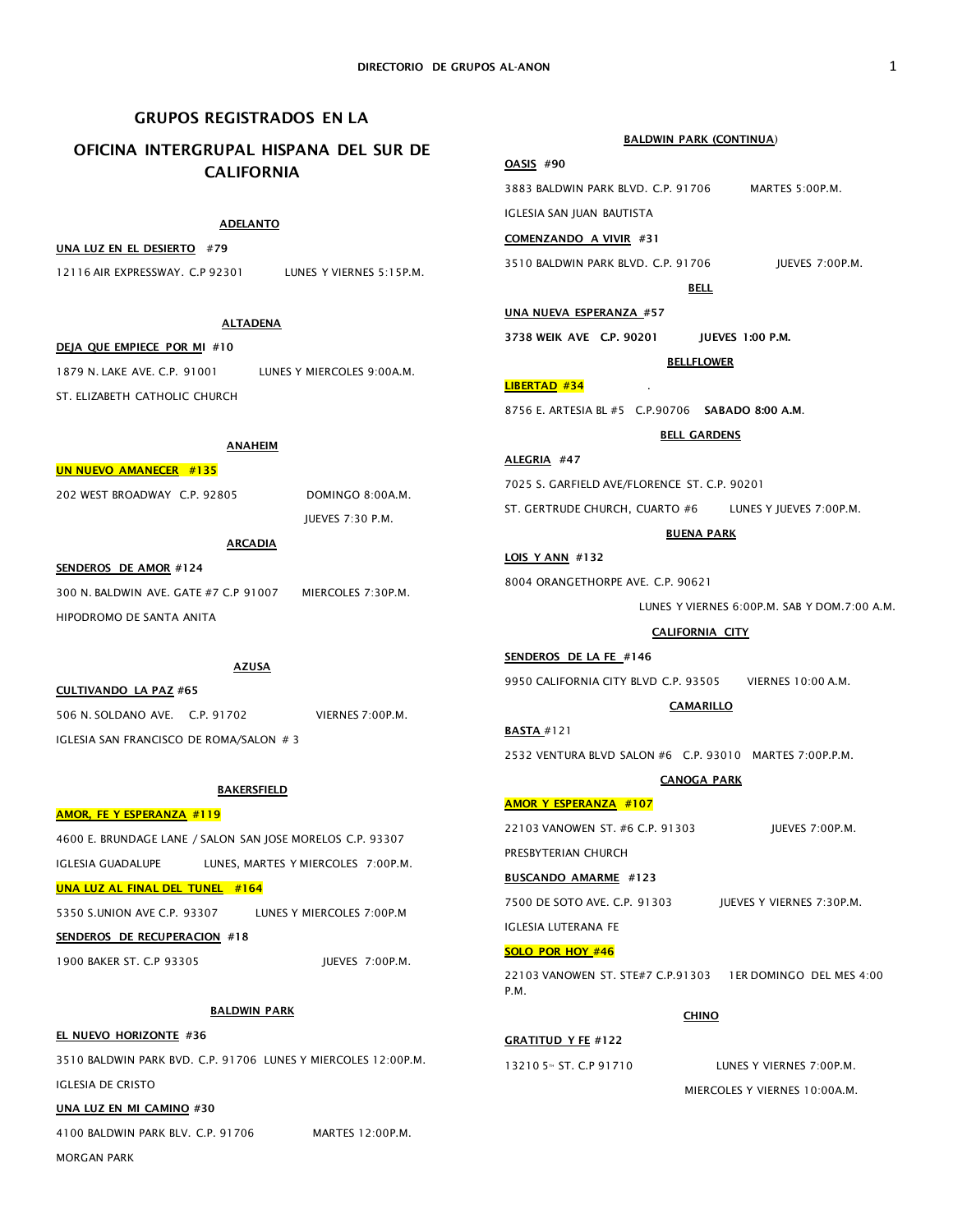# GRUPOS REGISTRADOS EN LA OFICINA INTERGRUPAL HISPANA DEL SUR DE CALIFORNIA

### ADELANTO

**UNA LUZ EN EL DESIERTO** #79

12116 AIR EXPRESSWAY. C.P 92301 LUNES Y VIERNES 5:15P.M.

### ALTADENA

**DEJA QUE EMPIECE POR MI** #10

1879 N. LAKE AVE. C.P. 91001 LUNES Y MIERCOLES 9:00A.M.

ST. ELIZABETH CATHOLIC CHURCH

### ANAHEIM

**UN NUEVO AMANECER #135**

202 WEST BROADWAY C.P. 92805 DOMINGO 8:00A.M.

JUEVES 7:30 P.M.

### ARCADIA

**SENDEROS DE AMOR** #124

300 N. BALDWIN AVE. GATE #7 C.P 91007 MIERCOLES 7:30P.M.

HIPODROMO DE SANTA ANITA

### AZUSA

**CULTIVANDO LA PAZ** #65

506 N. SOLDANO AVE. C.P. 91702 VIERNES 7:00P.M.

IGLESIA SAN FRANCISCO DE ROMA/SALON # 3

### BAKERSFIELD

**AMOR, FE Y ESPERANZA #119**

4600 E. BRUNDAGE LANE / SALON SAN JOSE MORELOS C.P. 93307

IGLESIA GUADALUPE LUNES, MARTES Y MIERCOLES 7:00P.M.

**UNA LUZ AL FINAL DEL TUNEL #164**

5350 S.UNION AVE C.P. 93307 LUNES Y MIERCOLES 7:00P.M

**SENDEROS DE RECUPERACION** #18

1900 BAKER ST. C.P 93305 JUEVES 7:00P.M.

### BALDWIN PARK

**EL NUEVO HORIZONTE** #36

3510 BALDWIN PARK BVD. C.P. 91706 LUNES Y MIERCOLES 12:00P.M.

IGLESIA DE CRISTO

**UNA LUZ EN MI CAMINO** #30

4100 BALDWIN PARK BLV. C.P. 91706 MARTES 12:00P.M.

MORGAN PARK

### BALDWIN PARK (CONTINUA)

**OASIS** #90

3883 BALDWIN PARK BLVD. C.P. 91706 MARTES 5:00P.M.

IGLESIA SAN JUAN BAUTISTA

**COMENZANDO A VIVIR** #31

3510 BALDWIN PARK BLVD. C.P. 91706 JUEVES 7:00P.M.

### BELL

**UNA NUEVA ESPERANZA** #57

**3738 WEIK AVE C.P. 90201 JUEVES 1:00 P.M.**

### BELLFLOWER

**LIBERTAD #34** .

8756 E. ARTESIA BL #5 C.P.90706 **SABADO 8:00 A.M.**

### BELL GARDENS

**ALEGRIA** #47

7025 S. GARFIELD AVE/FLORENCE ST. C.P. 90201

ST. GERTRUDE CHURCH, CUARTO #6 LUNES Y JUEVES 7:00P.M.

### BUENA PARK

**LOIS Y ANN** #132

8004 ORANGETHORPE AVE. C.P. 90621

LUNES Y VIERNES 6:00P.M. SAB Y DOM.7:00 A.M.

### CALIFORNIA CITY

**SENDEROS DE LA FE** #146

9950 CALIFORNIA CITY BLVD C.P. 93505 VIERNES 10:00 A.M.

### CAMARILLO

**BASTA** #121

2532 VENTURA BLVD SALON #6 C.P. 93010 MARTES 7:00P.P.M.

### CANOGA PARK

**AMOR Y ESPERANZA #107**

22103 VANOWEN ST. #6 C.P. 91303 JUEVES 7:00P.M.

PRESBYTERIAN CHURCH

**BUSCANDO AMARME** #123

7500 DE SOTO AVE. C.P. 91303 JUEVES Y VIERNES 7:30P.M.

IGLESIA LUTERANA FE

**SOLO POR HOY #46**

22103 VANOWEN ST. STE#7 C.P.91303 1ER DOMINGO DEL MES 4:00 P.M.

### CHINO

**GRATITUD Y FE** #122

13210 5TH ST. C.P 91710 LUNES Y VIERNES 7:00P.M.

MIERCOLES Y VIERNES 10:00A.M.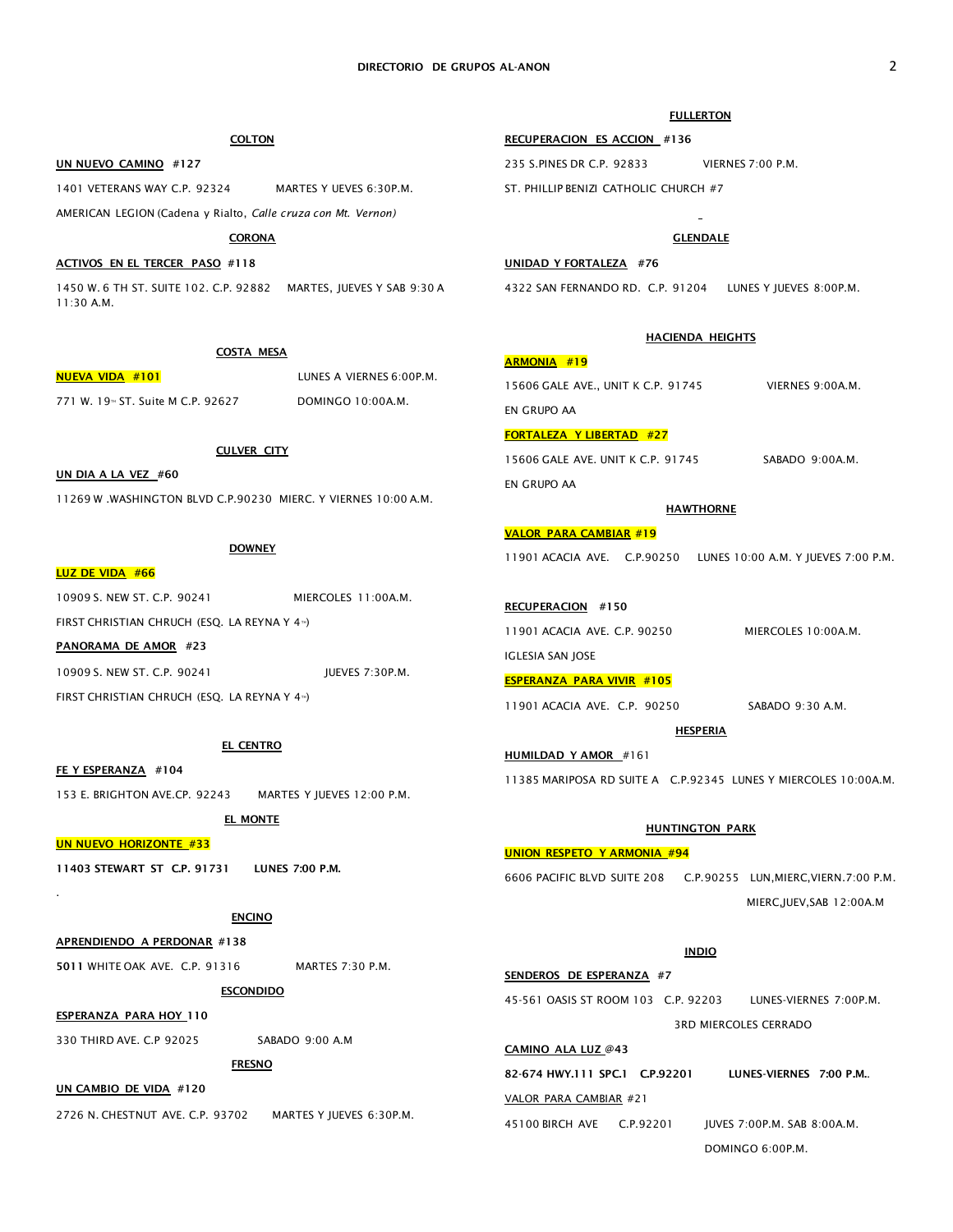## DIRECTORIO DE GRUPOS AL-ANON

### COLTON

**UN NUEVO CAMINO** #127

1401 VETERANS WAY C.P. 92324 MARTES Y UEVES 6:30P.M.

AMERICAN LEGION (Cadena y Rialto, *Calle cruza con Mt. Vernon)*

### CORONA

**ACTIVOS EN EL TERCER PASO** #118

1450 W. 6 TH ST. SUITE 102. C.P. 92882 MARTES, JUEVES Y SAB 9:30 A 11:30 A.M.

### COSTA MESA

**NUEVA VIDA #101** LUNES A VIERNES 6:00P.M.

771 W. 19th ST. Suite M C.P. 92627 DOMINGO 10:00A.M.

### CULVER CITY

**UN DIA A LA VEZ** #60

11269 W .WASHINGTON BLVD C.P.90230 MIERC. Y VIERNES 10:00 A.M.

### DOWNEY

**LUZ DE VIDA #66**

10909 S. NEW ST. C.P. 90241 MIERCOLES 11:00A.M.

FIRST CHRISTIAN CHRUCH (ESQ. LA REYNA Y 4th)

**PANORAMA DE AMOR** #23

10909 S. NEW ST. C.P. 90241 JUEVES 7:30P.M.

FIRST CHRISTIAN CHRUCH (ESQ. LA REYNA Y 4th)

### EL CENTRO

**FE Y ESPERANZA** #104

153 E. BRIGHTON AVE.CP. 92243 MARTES Y JUEVES 12:00 P.M.

### EL MONTE

**UN NUEVO HORIZONTE #33**

**11403 STEWART ST C.P. 91731 LUNES 7:00 P.M.**

### ENCINO

**APRENDIENDO A PERDONAR** #138

**5011** WHITE OAK AVE. C.P. 91316 MARTES 7:30 P.M.

### ESCONDIDO

**ESPERANZA PARA HOY** 110

330 THIRD AVE. C.P 92025 SABADO 9:00 A.M

### FRESNO

**UN CAMBIO DE VIDA** #120

2726 N. CHESTNUT AVE. C.P. 93702 MARTES Y JUEVES 6:30P.M.

### FULLERTON

**RECUPERACION ES ACCION** #136

235 S.PINES DR C.P. 92833 VIERNES 7:00 P.M.

ST. PHILLIP BENIZI CATHOLIC CHURCH #7

### GLENDALE

**UNIDAD Y FORTALEZA** #76

4322 SAN FERNANDO RD. C.P. 91204 LUNES Y JUEVES 8:00P.M.

### HACIENDA HEIGHTS

**ARMONIA #19**

15606 GALE AVE., UNIT K C.P. 91745 VIERNES 9:00A.M.

EN GRUPO AA

**FORTALEZA Y LIBERTAD #27**

15606 GALE AVE. UNIT K C.P. 91745 SABADO 9:00A.M.

EN GRUPO AA

### HAWTHORNE

**VALOR PARA CAMBIAR #19**

11901 ACACIA AVE. C.P.90250 LUNES 10:00 A.M. Y JUEVES 7:00 P.M.

**RECUPERACION** #150

11901 ACACIA AVE. C.P. 90250 MIERCOLES 10:00A.M.

IGLESIA SAN JOSE

**ESPERANZA PARA VIVIR #105**

11901 ACACIA AVE. C.P. 90250 SABADO 9:30 A.M.

### HESPERIA

**HUMILDAD Y AMOR** #161

11385 MARIPOSA RD SUITE A C.P.92345 LUNES Y MIERCOLES 10:00A.M.

### HUNTINGTON PARK

**UNION RESPETO Y ARMONIA #94**

6606 PACIFIC BLVD SUITE 208 C.P.90255 LUN,MIERC,VIERN.7:00 P.M.

MIERC,JUEV,SAB 12:00A.M

### INDIO

**SENDEROS DE ESPERANZA** #7

45-561 OASIS ST ROOM 103 C.P. 92203 LUNES-VIERNES 7:00P.M.

3RD MIERCOLES CERRADO

**CAMINO ALA LUZ** @43

**82-674 HWY.111 SPC.1 C.P.92201 LUNES-VIERNES 7:00 P.M..**

VALOR PARA CAMBIAR #21

45100 BIRCH AVE C.P.92201 JUVES 7:00P.M. SAB 8:00A.M.

DOMINGO 6:00P.M.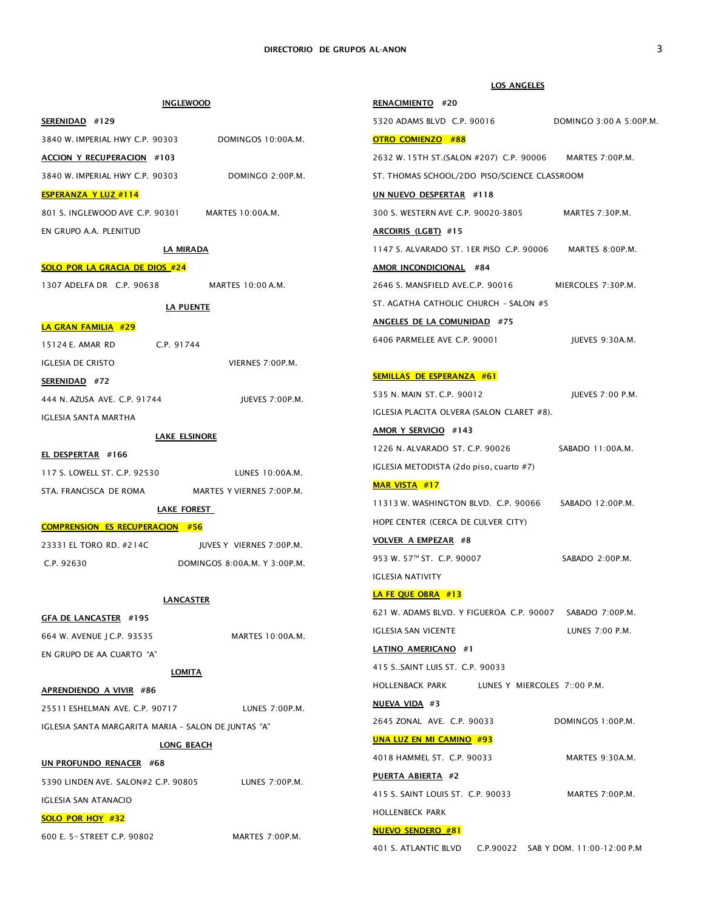### INGLEWOOD

**SERENIDAD #129**
3840 W. IMPERIAL HWY C.P. 90303 — DOMINGOS 10:00A.M.

**ACCION Y RECUPERACION #103**
3840 W. IMPERIAL HWY C.P. 90303 — DOMINGO 2:00P.M.

**ESPERANZA Y LUZ #114**
801 S. INGLEWOOD AVE C.P. 90301 — MARTES 10:00A.M.
EN GRUPO A.A. PLENITUD

### LA MIRADA

**SOLO POR LA GRACIA DE DIOS #24**
1307 ADELFA DR C.P. 90638 — MARTES 10:00 A.M.

### LA PUENTE

**LA GRAN FAMILIA #29**
15124 E. AMAR RD C.P. 91744
IGLESIA DE CRISTO — VIERNES 7:00P.M.

**SERENIDAD #72**
444 N. AZUSA AVE. C.P. 91744 — JUEVES 7:00P.M.
IGLESIA SANTA MARTHA

### LAKE ELSINORE

**EL DESPERTAR #166**
117 S. LOWELL ST. C.P. 92530 — LUNES 10:00A.M.
STA. FRANCISCA DE ROMA — MARTES Y VIERNES 7:00P.M.

### LAKE FOREST

**COMPRENSION ES RECUPERACION #56**
23331 EL TORO RD. #214C — JUVES Y VIERNES 7:00P.M.
C.P. 92630 — DOMINGOS 8:00A.M. Y 3:00P.M.

### LANCASTER

**GFA DE LANCASTER #195**
664 W. AVENUE J C.P. 93535 — MARTES 10:00A.M.
EN GRUPO DE AA CUARTO "A"

### LOMITA

**APRENDIENDO A VIVIR #86**
25511 ESHELMAN AVE. C.P. 90717 — LUNES 7:00P.M.
IGLESIA SANTA MARGARITA MARIA – SALON DE JUNTAS "A"

### LONG BEACH

**UN PROFUNDO RENACER #68**
5390 LINDEN AVE. SALON#2 C.P. 90805 — LUNES 7:00P.M.
IGLESIA SAN ATANACIO

**SOLO POR HOY #32**
600 E. 5TH STREET C.P. 90802 — MARTES 7:00P.M.

### LOS ANGELES

**RENACIMIENTO #20**
5320 ADAMS BLVD C.P. 90016 — DOMINGO 3:00 A 5:00P.M.

**OTRO COMIENZO #88**
2632 W. 15TH ST.(SALON #207) C.P. 90006 — MARTES 7:00P.M.
ST. THOMAS SCHOOL/2DO PISO/SCIENCE CLASSROOM

**UN NUEVO DESPERTAR #118**
300 S. WESTERN AVE C.P. 90020-3805 — MARTES 7:30P.M.

**ARCOIRIS (LGBT) #15**
1147 S. ALVARADO ST. 1ER PISO C.P. 90006 — MARTES 8:00P.M.

**AMOR INCONDICIONAL #84**
2646 S. MANSFIELD AVE.C.P. 90016 — MIERCOLES 7:30P.M.
ST. AGATHA CATHOLIC CHURCH – SALON #5

**ANGELES DE LA COMUNIDAD #75**
6406 PARMELEE AVE C.P. 90001 — JUEVES 9:30A.M.

**SEMILLAS DE ESPERANZA #61**
535 N. MAIN ST. C.P. 90012 — JUEVES 7:00 P.M.
IGLESIA PLACITA OLVERA (SALON CLARET #8).

**AMOR Y SERVICIO #143**
1226 N. ALVARADO ST. C.P. 90026 — SABADO 11:00A.M.
IGLESIA METODISTA (2do piso, cuarto #7)

**MAR VISTA #17**
11313 W. WASHINGTON BLVD. C.P. 90066 — SABADO 12:00P.M.
HOPE CENTER (CERCA DE CULVER CITY)

**VOLVER A EMPEZAR #8**
953 W. 57TH ST. C.P. 90007 — SABADO 2:00P.M.
IGLESIA NATIVITY

**LA FE QUE OBRA #13**
621 W. ADAMS BLVD. Y FIGUEROA C.P. 90007 — SABADO 7:00P.M.
IGLESIA SAN VICENTE — LUNES 7:00 P.M.

**LATINO AMERICANO #1**
415 S..SAINT LUIS ST. C.P. 90033
HOLLENBACK PARK — LUNES Y MIERCOLES 7::00 P.M.

**NUEVA VIDA #3**
2645 ZONAL AVE. C.P. 90033 — DOMINGOS 1:00P.M.

**UNA LUZ EN MI CAMINO #93**
4018 HAMMEL ST. C.P. 90033 — MARTES 9:30A.M.

**PUERTA ABIERTA #2**
415 S. SAINT LOUIS ST. C.P. 90033 — MARTES 7:00P.M.
HOLLENBECK PARK

**NUEVO SENDERO #81**
401 S. ATLANTIC BLVD C.P.90022 — SAB Y DOM. 11:00-12:00 P.M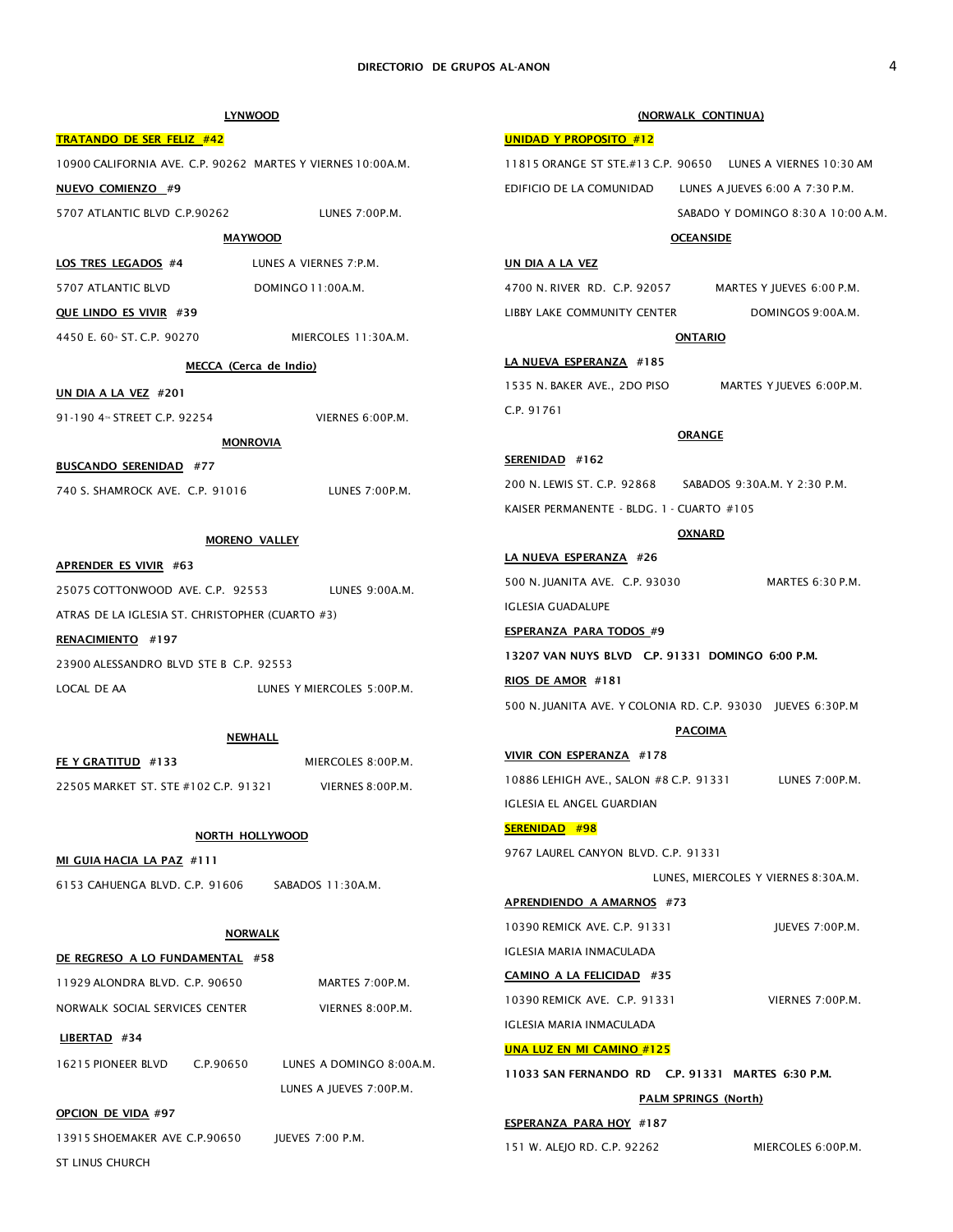### LYNWOOD

**TRATANDO DE SER FELIZ #42**

10900 CALIFORNIA AVE. C.P. 90262 MARTES Y VIERNES 10:00A.M.

**NUEVO COMIENZO #9**

5707 ATLANTIC BLVD C.P.90262 LUNES 7:00P.M.

### MAYWOOD

**LOS TRES LEGADOS #4** LUNES A VIERNES 7:P.M.

5707 ATLANTIC BLVD DOMINGO 11:00A.M.

**QUE LINDO ES VIVIR #39**

4450 E. 60th ST. C.P. 90270 MIERCOLES 11:30A.M.

### MECCA (Cerca de Indio)

**UN DIA A LA VEZ #201**

91-190 4th STREET C.P. 92254 VIERNES 6:00P.M.

### MONROVIA

**BUSCANDO SERENIDAD #77**

740 S. SHAMROCK AVE. C.P. 91016 LUNES 7:00P.M.

### MORENO VALLEY

**APRENDER ES VIVIR #63**

25075 COTTONWOOD AVE. C.P. 92553 LUNES 9:00A.M.

ATRAS DE LA IGLESIA ST. CHRISTOPHER (CUARTO #3)

**RENACIMIENTO #197**

23900 ALESSANDRO BLVD STE B C.P. 92553

LOCAL DE AA LUNES Y MIERCOLES 5:00P.M.

### NEWHALL

**FE Y GRATITUD #133** MIERCOLES 8:00P.M.

22505 MARKET ST. STE #102 C.P. 91321 VIERNES 8:00P.M.

### NORTH HOLLYWOOD

**MI GUIA HACIA LA PAZ #111**

6153 CAHUENGA BLVD. C.P. 91606 SABADOS 11:30A.M.

### NORWALK

**DE REGRESO A LO FUNDAMENTAL #58**

11929 ALONDRA BLVD. C.P. 90650 MARTES 7:00P.M.

NORWALK SOCIAL SERVICES CENTER VIERNES 8:00P.M.

**LIBERTAD #34**

16215 PIONEER BLVD C.P.90650 LUNES A DOMINGO 8:00A.M.

LUNES A JUEVES 7:00P.M.

**OPCION DE VIDA #97**

13915 SHOEMAKER AVE C.P.90650 JUEVES 7:00 P.M.

ST LINUS CHURCH

### (NORWALK CONTINUA)

**UNIDAD Y PROPOSITO #12**

11815 ORANGE ST STE.#13 C.P. 90650 LUNES A VIERNES 10:30 AM

EDIFICIO DE LA COMUNIDAD LUNES A JUEVES 6:00 A 7:30 P.M.

SABADO Y DOMINGO 8:30 A 10:00 A.M.

### OCEANSIDE

**UN DIA A LA VEZ**

4700 N. RIVER RD. C.P. 92057 MARTES Y JUEVES 6:00 P.M.

LIBBY LAKE COMMUNITY CENTER DOMINGOS 9:00A.M.

### ONTARIO

**LA NUEVA ESPERANZA #185**

1535 N. BAKER AVE., 2DO PISO MARTES Y JUEVES 6:00P.M.

C.P. 91761

### ORANGE

**SERENIDAD #162**

200 N. LEWIS ST. C.P. 92868 SABADOS 9:30A.M. Y 2:30 P.M.

KAISER PERMANENTE - BLDG. 1 - CUARTO #105

### OXNARD

**LA NUEVA ESPERANZA #26**

500 N. JUANITA AVE. C.P. 93030 MARTES 6:30 P.M.

IGLESIA GUADALUPE

**ESPERANZA PARA TODOS #9**

**13207 VAN NUYS BLVD C.P. 91331 DOMINGO 6:00 P.M.**

**RIOS DE AMOR #181**

500 N. JUANITA AVE. Y COLONIA RD. C.P. 93030 JUEVES 6:30P.M

### PACOIMA

**VIVIR CON ESPERANZA #178**

10886 LEHIGH AVE., SALON #8 C.P. 91331 LUNES 7:00P.M.

IGLESIA EL ANGEL GUARDIAN

**SERENIDAD #98**

9767 LAUREL CANYON BLVD. C.P. 91331

LUNES, MIERCOLES Y VIERNES 8:30A.M.

**APRENDIENDO A AMARNOS #73**

10390 REMICK AVE. C.P. 91331 JUEVES 7:00P.M.

IGLESIA MARIA INMACULADA

**CAMINO A LA FELICIDAD #35**

10390 REMICK AVE. C.P. 91331 VIERNES 7:00P.M.

IGLESIA MARIA INMACULADA

**UNA LUZ EN MI CAMINO #125**

**11033 SAN FERNANDO RD C.P. 91331 MARTES 6:30 P.M.**

### PALM SPRINGS (North)

**ESPERANZA PARA HOY #187**

151 W. ALEJO RD. C.P. 92262 MIERCOLES 6:00P.M.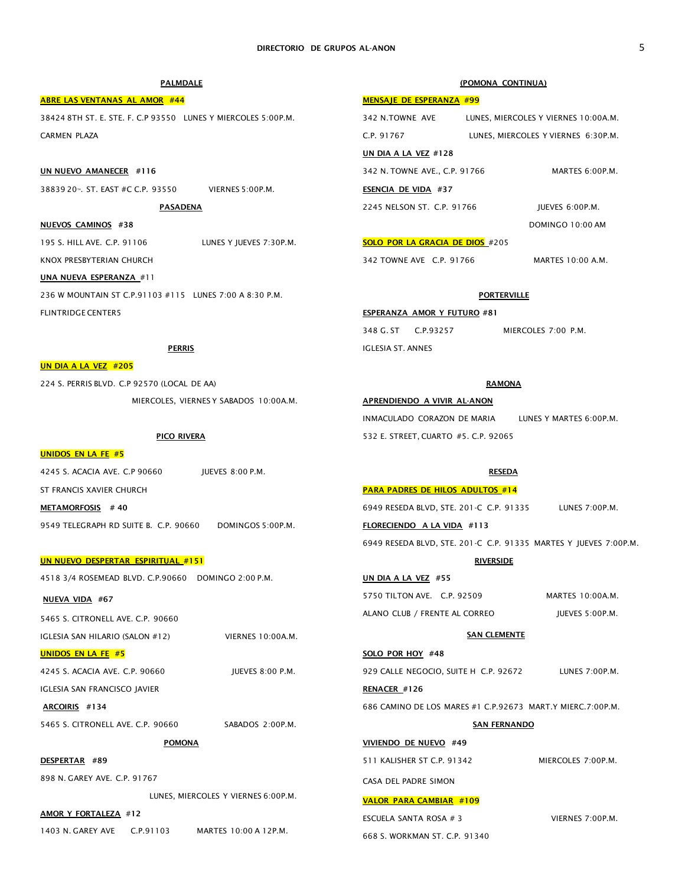**PALMDALE**

**ABRE LAS VENTANAS AL AMOR #44**

38424 8TH ST. E. STE. F. C.P 93550 LUNES Y MIERCOLES 5:00P.M.

CARMEN PLAZA

**UN NUEVO AMANECER #116**

38839 20TH. ST. EAST #C C.P. 93550 VIERNES 5:00P.M.

**PASADENA**

**NUEVOS CAMINOS #38**

195 S. HILL AVE. C.P. 91106 LUNES Y JUEVES 7:30P.M.

KNOX PRESBYTERIAN CHURCH

**UNA NUEVA ESPERANZA** #11

236 W MOUNTAIN ST C.P.91103 #115 LUNES 7:00 A 8:30 P.M.

FLINTRIDGE CENTERS

**PERRIS**

**UN DIA A LA VEZ #205**

224 S. PERRIS BLVD. C.P 92570 (LOCAL DE AA)

MIERCOLES, VIERNES Y SABADOS 10:00A.M.

**PICO RIVERA**

**UNIDOS EN LA FE #5**

4245 S. ACACIA AVE. C.P 90660 JUEVES 8:00 P.M.

ST FRANCIS XAVIER CHURCH

**METAMORFOSIS # 40**

9549 TELEGRAPH RD SUITE B. C.P. 90660 DOMINGOS 5:00P.M.

**UN NUEVO DESPERTAR ESPIRITUAL #151**

4518 3/4 ROSEMEAD BLVD. C.P.90660 DOMINGO 2:00 P.M.

**NUEVA VIDA #67**

5465 S. CITRONELL AVE. C.P. 90660

IGLESIA SAN HILARIO (SALON #12) VIERNES 10:00A.M.

**UNIDOS EN LA FE #5**

4245 S. ACACIA AVE. C.P. 90660 JUEVES 8:00 P.M.

IGLESIA SAN FRANCISCO JAVIER

**ARCOIRIS #134**

5465 S. CITRONELL AVE. C.P. 90660 SABADOS 2:00P.M.

**POMONA**

**DESPERTAR #89**

898 N. GAREY AVE. C.P. 91767

LUNES, MIERCOLES Y VIERNES 6:00P.M.

**AMOR Y FORTALEZA** #12

1403 N. GAREY AVE C.P.91103 MARTES 10:00 A 12P.M.

**(POMONA CONTINUA)**

**MENSAJE DE ESPERANZA #99**

342 N.TOWNE AVE LUNES, MIERCOLES Y VIERNES 10:00A.M.

C.P. 91767 LUNES, MIERCOLES Y VIERNES 6:30P.M.

**UN DIA A LA VEZ #128**

342 N. TOWNE AVE., C.P. 91766 MARTES 6:00P.M.

**ESENCIA DE VIDA #37**

2245 NELSON ST. C.P. 91766 JUEVES 6:00P.M.

DOMINGO 10:00 AM

**SOLO POR LA GRACIA DE DIOS** #205

342 TOWNE AVE C.P. 91766 MARTES 10:00 A.M.

**PORTERVILLE**

**ESPERANZA AMOR Y FUTURO** #81

348 G. ST C.P.93257 MIERCOLES 7:00 P.M.

IGLESIA ST. ANNES

**RAMONA**

**APRENDIENDO A VIVIR AL-ANON**

INMACULADO CORAZON DE MARIA LUNES Y MARTES 6:00P.M.

532 E. STREET, CUARTO #5. C.P. 92065

**RESEDA**

**PARA PADRES DE HILOS ADULTOS #14**

6949 RESEDA BLVD, STE. 201-C C.P. 91335 LUNES 7:00P.M.

**FLORECIENDO A LA VIDA #113**

6949 RESEDA BLVD, STE. 201-C C.P. 91335 MARTES Y JUEVES 7:00P.M.

**RIVERSIDE**

**UN DIA A LA VEZ #55**

5750 TILTON AVE. C.P. 92509 MARTES 10:00A.M.

ALANO CLUB / FRENTE AL CORREO JUEVES 5:00P.M.

**SAN CLEMENTE**

**SOLO POR HOY #48**

929 CALLE NEGOCIO, SUITE H C.P. 92672 LUNES 7:00P.M.

**RENACER #126**

686 CAMINO DE LOS MARES #1 C.P.92673 MART.Y MIERC.7:00P.M.

**SAN FERNANDO**

**VIVIENDO DE NUEVO #49**

511 KALISHER ST C.P. 91342 MIERCOLES 7:00P.M.

CASA DEL PADRE SIMON

**VALOR PARA CAMBIAR #109**

ESCUELA SANTA ROSA # 3 VIERNES 7:00P.M.

668 S. WORKMAN ST. C.P. 91340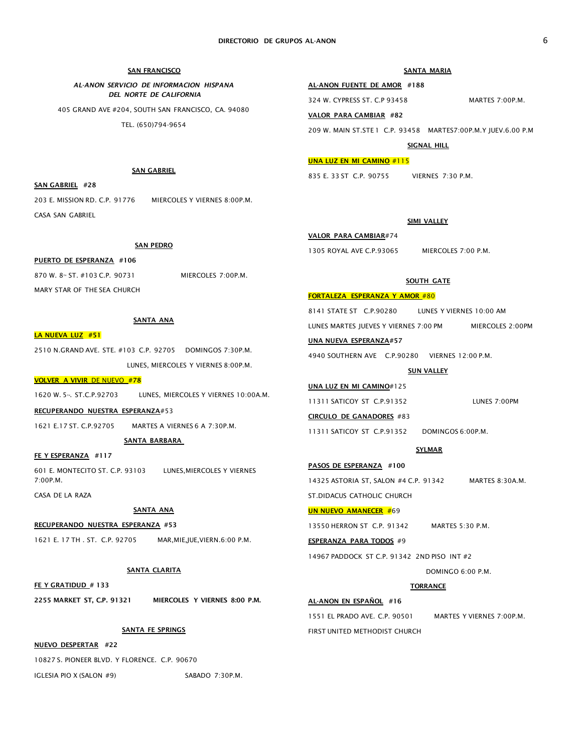### SAN FRANCISCO

*AL-ANON SERVICIO DE INFORMACION HISPANA DEL NORTE DE CALIFORNIA*

405 GRAND AVE #204, SOUTH SAN FRANCISCO, CA. 94080

TEL. (650)794-9654

### SAN GABRIEL

**SAN GABRIEL #28**

203 E. MISSION RD. C.P. 91776 MIERCOLES Y VIERNES 8:00P.M.

CASA SAN GABRIEL

### SAN PEDRO

**PUERTO DE ESPERANZA #106**

870 W. 8TH ST. #103 C.P. 90731 MIERCOLES 7:00P.M.

MARY STAR OF THE SEA CHURCH

### SANTA ANA

**LA NUEVA LUZ #51**

2510 N.GRAND AVE. STE. #103 C.P. 92705 DOMINGOS 7:30P.M.

LUNES, MIERCOLES Y VIERNES 8:00P.M.

**VOLVER A VIVIR** DE NUEVO **#78**

1620 W. 5TH. ST.C.P.92703 LUNES, MIERCOLES Y VIERNES 10:00A.M.

**RECUPERANDO NUESTRA ESPERANZA**#53

1621 E.17 ST. C.P.92705 MARTES A VIERNES 6 A 7:30P.M.

### SANTA BARBARA

**FE Y ESPERANZA #117**

601 E. MONTECITO ST. C.P. 93103 LUNES,MIERCOLES Y VIERNES 7:00P.M.

CASA DE LA RAZA

### SANTA ANA

**RECUPERANDO NUESTRA ESPERANZA #53**

1621 E. 17 TH . ST. C.P. 92705 MAR,MIE,JUE,VIERN.6:00 P.M.

### SANTA CLARITA

**FE Y GRATIDUD # 133**

**2255 MARKET ST, C.P. 91321 MIERCOLES Y VIERNES 8:00 P.M.**

### SANTA FE SPRINGS

**NUEVO DESPERTAR #22**

10827 S. PIONEER BLVD. Y FLORENCE. C.P. 90670

IGLESIA PIO X (SALON #9) SABADO 7:30P.M.

### SANTA MARIA

**AL-ANON FUENTE DE AMOR #188**

324 W. CYPRESS ST. C.P 93458 MARTES 7:00P.M.

**VALOR PARA CAMBIAR #82**

209 W. MAIN ST.STE 1 C.P. 93458 MARTES7:00P.M.Y JUEV.6.00 P.M

### SIGNAL HILL

**UNA LUZ EN MI CAMINO** #115

835 E. 33 ST C.P. 90755 VIERNES 7:30 P.M.

### SIMI VALLEY

**VALOR PARA CAMBIAR**#74

1305 ROYAL AVE C.P.93065 MIERCOLES 7:00 P.M.

### SOUTH GATE

**FORTALEZA ESPERANZA Y AMOR** #80

8141 STATE ST C.P.90280 LUNES Y VIERNES 10:00 AM

LUNES MARTES JUEVES Y VIERNES 7:00 PM MIERCOLES 2:00PM

**UNA NUEVA ESPERANZA#57**

4940 SOUTHERN AVE C.P.90280 VIERNES 12:00 P.M.

### SUN VALLEY

**UNA LUZ EN MI CAMINO**#125

11311 SATICOY ST C.P.91352 LUNES 7:00PM

**CIRCULO DE GANADORES** #83

11311 SATICOY ST C.P.91352 DOMINGOS 6:00P.M.

### SYLMAR

**PASOS DE ESPERANZA #100**

14325 ASTORIA ST, SALON #4 C.P. 91342 MARTES 8:30A.M.

ST.DIDACUS CATHOLIC CHURCH

**UN NUEVO AMANECER** #69

13550 HERRON ST C.P. 91342 MARTES 5:30 P.M.

**ESPERANZA PARA TODOS** #9

14967 PADDOCK ST C.P. 91342 2ND PISO INT #2

DOMINGO 6:00 P.M.

### TORRANCE

**AL-ANON EN ESPAÑOL #16**

1551 EL PRADO AVE. C.P. 90501 MARTES Y VIERNES 7:00P.M.

FIRST UNITED METHODIST CHURCH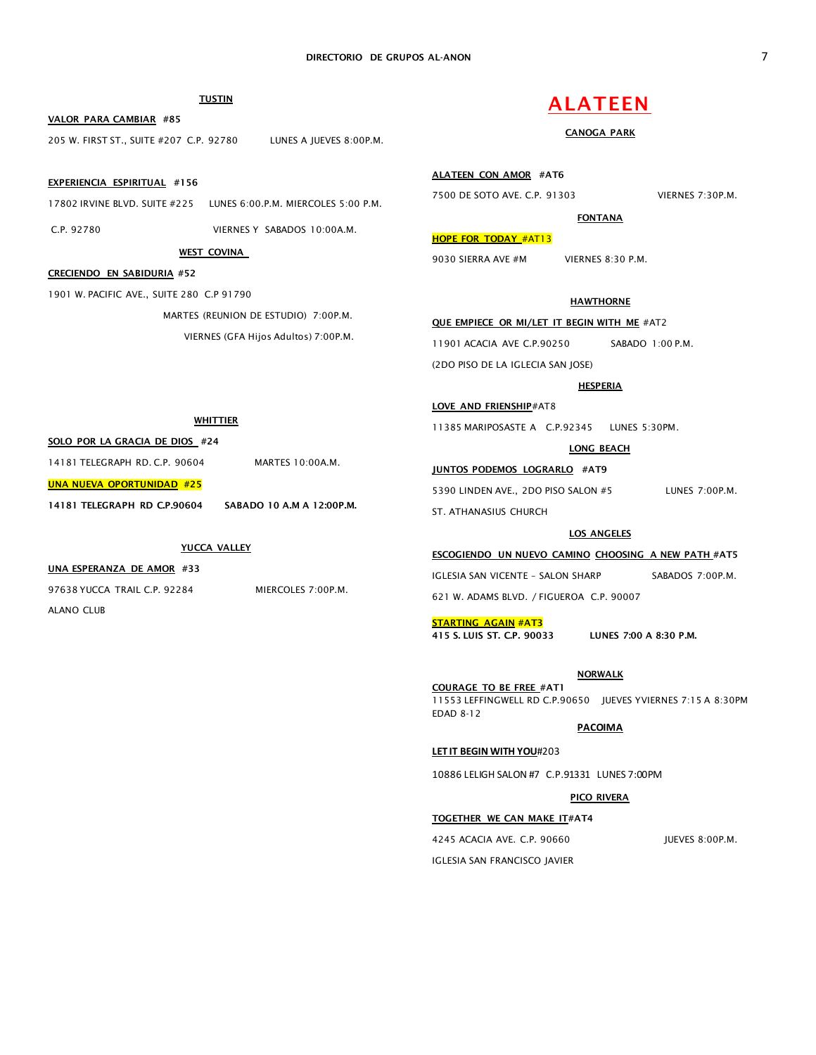### TUSTIN

**VALOR PARA CAMBIAR #85**

205 W. FIRST ST., SUITE #207 C.P. 92780 LUNES A JUEVES 8:00P.M.

**EXPERIENCIA ESPIRITUAL #156**

17802 IRVINE BLVD. SUITE #225 LUNES 6:00.P.M. MIERCOLES 5:00 P.M.

C.P. 92780 VIERNES Y SABADOS 10:00A.M.

### WEST COVINA

**CRECIENDO EN SABIDURIA #52**

1901 W. PACIFIC AVE., SUITE 280 C.P 91790

MARTES (REUNION DE ESTUDIO) 7:00P.M.

VIERNES (GFA Hijos Adultos) 7:00P.M.

### WHITTIER

**SOLO POR LA GRACIA DE DIOS #24**

14181 TELEGRAPH RD. C.P. 90604 MARTES 10:00A.M.

**UNA NUEVA OPORTUNIDAD #25**

**14181 TELEGRAPH RD C.P.90604 SABADO 10 A.M A 12:00P.M.**

### YUCCA VALLEY

**UNA ESPERANZA DE AMOR #33**

97638 YUCCA TRAIL C.P. 92284 MIERCOLES 7:00P.M.

ALANO CLUB

# ALATEEN

### CANOGA PARK

**ALATEEN CON AMOR #AT6**

7500 DE SOTO AVE. C.P. 91303 VIERNES 7:30P.M.

### FONTANA

**HOPE FOR TODAY #AT13**

9030 SIERRA AVE #M VIERNES 8:30 P.M.

### HAWTHORNE

**QUE EMPIECE OR MI/LET IT BEGIN WITH ME #AT2**

11901 ACACIA AVE C.P.90250 SABADO 1:00 P.M.

(2DO PISO DE LA IGLECIA SAN JOSE)

### HESPERIA

**LOVE AND FRIENDSHIP#AT8**

11385 MARIPOSASTE A C.P.92345 LUNES 5:30PM.

### LONG BEACH

**JUNTOS PODEMOS LOGRARLO #AT9**

5390 LINDEN AVE., 2DO PISO SALON #5 LUNES 7:00P.M.

ST. ATHANASIUS CHURCH

### LOS ANGELES

**ESCOGIENDO UN NUEVO CAMINO CHOOSING A NEW PATH #AT5**

IGLESIA SAN VICENTE - SALON SHARP SABADOS 7:00P.M.

621 W. ADAMS BLVD. / FIGUEROA C.P. 90007

**STARTING AGAIN #AT3**

**415 S. LUIS ST. C.P. 90033 LUNES 7:00 A 8:30 P.M.**

### NORWALK

**COURAGE TO BE FREE #AT1**

11553 LEFFINGWELL RD C.P.90650 JUEVES YVIERNES 7:15 A 8:30PM

EDAD 8-12

### PACOIMA

**LET IT BEGIN WITH YOU#203**

10886 LELIGH SALON #7 C.P.91331 LUNES 7:00PM

### PICO RIVERA

**TOGETHER WE CAN MAKE IT#AT4**

4245 ACACIA AVE. C.P. 90660 JUEVES 8:00P.M.

IGLESIA SAN FRANCISCO JAVIER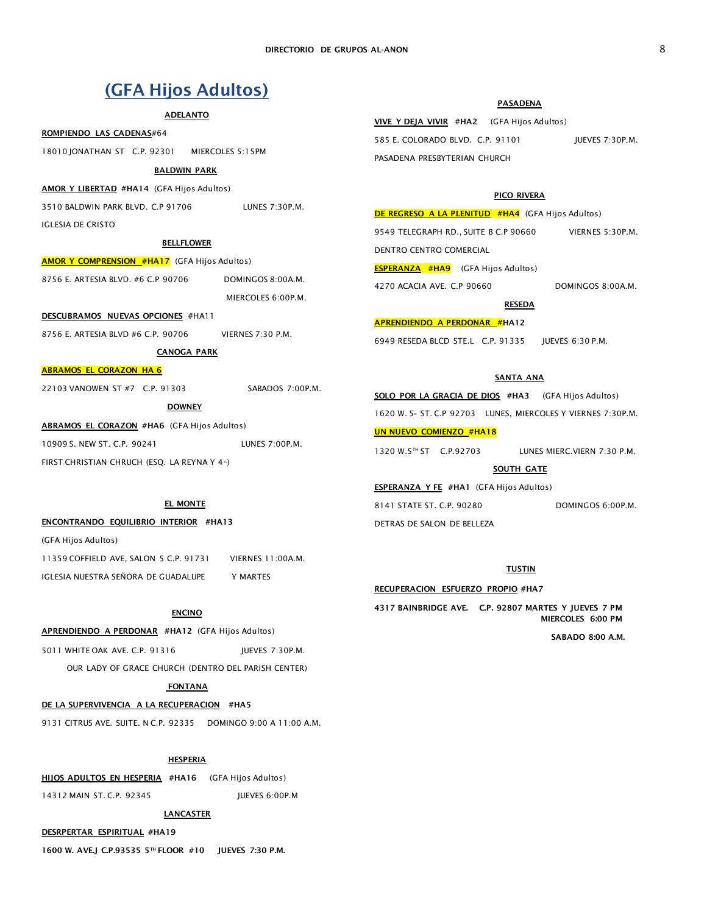## (GFA Hijos Adultos)

**ADELANTO**

**ROMPIENDO LAS CADENAS**#64

18010 JONATHAN ST C.P. 92301 MIERCOLES 5:15PM

**BALDWIN PARK**

**AMOR Y LIBERTAD #HA14** (GFA Hijos Adultos)

3510 BALDWIN PARK BLVD. C.P 91706 LUNES 7:30P.M.

IGLESIA DE CRISTO

**BELLFLOWER**

**AMOR Y COMPRENSION #HA17** (GFA Hijos Adultos)

8756 E. ARTESIA BLVD. #6 C.P 90706 DOMINGOS 8:00A.M.
MIERCOLES 6:00P.M.

**DESCUBRAMOS NUEVAS OPCIONES** #HA11

8756 E. ARTESIA BLVD #6 C.P. 90706 VIERNES 7:30 P.M.

**CANOGA PARK**

**ABRAMOS EL CORAZON HA 6**

22103 VANOWEN ST #7 C.P. 91303 SABADOS 7:00P.M.

**DOWNEY**

**ABRAMOS EL CORAZON #HA6** (GFA Hijos Adultos)

10909 S. NEW ST. C.P. 90241 LUNES 7:00P.M.

FIRST CHRISTIAN CHRUCH (ESQ. LA REYNA Y 4TH)

**EL MONTE**

**ENCONTRANDO EQUILIBRIO INTERIOR #HA13**

(GFA Hijos Adultos)

11359 COFFIELD AVE, SALON 5 C.P. 91731 VIERNES 11:00A.M.

IGLESIA NUESTRA SEÑORA DE GUADALUPE Y MARTES

**ENCINO**

**APRENDIENDO A PERDONAR #HA12** (GFA Hijos Adultos)

5011 WHITE OAK AVE. C.P. 91316 JUEVES 7:30P.M.

OUR LADY OF GRACE CHURCH (DENTRO DEL PARISH CENTER)

**FONTANA**

**DE LA SUPERVIVENCIA A LA RECUPERACION #HA5**

9131 CITRUS AVE. SUITE. N C.P. 92335 DOMINGO 9:00 A 11:00 A.M.

**HESPERIA**

**HIJOS ADULTOS EN HESPERIA #HA16** (GFA Hijos Adultos)

14312 MAIN ST. C.P. 92345 JUEVES 6:00P.M

**LANCASTER**

**DESRPERTAR ESPIRITUAL #HA19**

**1600 W. AVE.J C.P.93535 5TH FLOOR #10 JUEVES 7:30 P.M.**

**PASADENA**

**VIVE Y DEJA VIVIR #HA2** (GFA Hijos Adultos)

585 E. COLORADO BLVD. C.P. 91101 JUEVES 7:30P.M.

PASADENA PRESBYTERIAN CHURCH

**PICO RIVERA**

**DE REGRESO A LA PLENITUD #HA4** (GFA Hijos Adultos)

9549 TELEGRAPH RD., SUITE B C.P 90660 VIERNES 5:30P.M.

DENTRO CENTRO COMERCIAL

**ESPERANZA #HA9** (GFA Hijos Adultos)

4270 ACACIA AVE. C.P 90660 DOMINGOS 8:00A.M.

**RESEDA**

**APRENDIENDO A PERDONAR #HA12**

6949 RESEDA BLCD STE.L C.P. 91335 JUEVES 6:30 P.M.

**SANTA ANA**

**SOLO POR LA GRACIA DE DIOS #HA3** (GFA Hijos Adultos)

1620 W. 5th ST. C.P 92703 LUNES, MIERCOLES Y VIERNES 7:30P.M.

**UN NUEVO COMIENZO #HA18**

1320 W.5TH ST C.P.92703 LUNES MIERC.VIERN 7:30 P.M.

**SOUTH GATE**

**ESPERANZA Y FE #HA1** (GFA Hijos Adultos)

8141 STATE ST. C.P. 90280 DOMINGOS 6:00P.M.

DETRAS DE SALON DE BELLEZA

**TUSTIN**

**RECUPERACION ESFUERZO PROPIO #HA7**

**4317 BAINBRIDGE AVE. C.P. 92807 MARTES Y JUEVES 7 PM**
**MIERCOLES 6:00 PM**
**SABADO 8:00 A.M.**